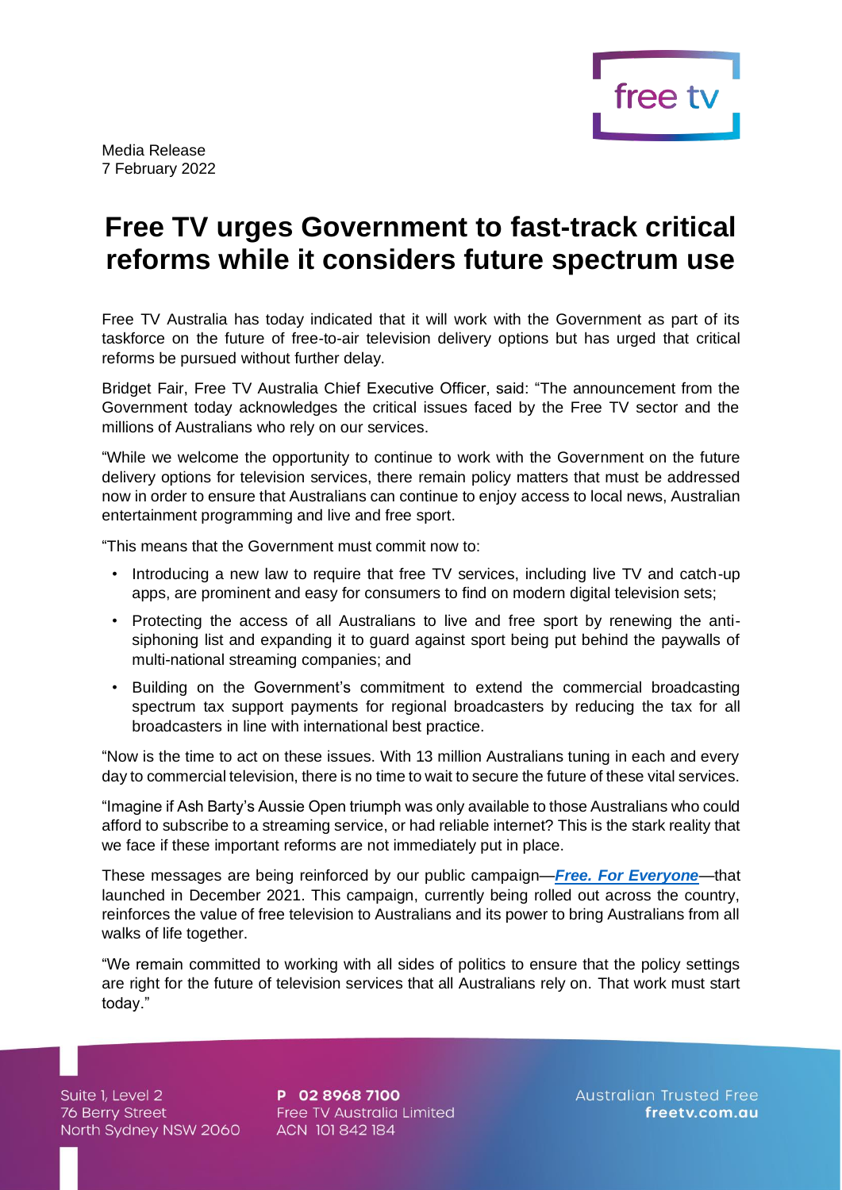Media Release
7 February 2022

# Free TV urges Government to fast-track critical reforms while it considers future spectrum use

Free TV Australia has today indicated that it will work with the Government as part of its taskforce on the future of free-to-air television delivery options but has urged that critical reforms be pursued without further delay.

Bridget Fair, Free TV Australia Chief Executive Officer, said: "The announcement from the Government today acknowledges the critical issues faced by the Free TV sector and the millions of Australians who rely on our services.

"While we welcome the opportunity to continue to work with the Government on the future delivery options for television services, there remain policy matters that must be addressed now in order to ensure that Australians can continue to enjoy access to local news, Australian entertainment programming and live and free sport.

"This means that the Government must commit now to:

- Introducing a new law to require that free TV services, including live TV and catch-up apps, are prominent and easy for consumers to find on modern digital television sets;
- Protecting the access of all Australians to live and free sport by renewing the anti-siphoning list and expanding it to guard against sport being put behind the paywalls of multi-national streaming companies; and
- Building on the Government's commitment to extend the commercial broadcasting spectrum tax support payments for regional broadcasters by reducing the tax for all broadcasters in line with international best practice.

"Now is the time to act on these issues. With 13 million Australians tuning in each and every day to commercial television, there is no time to wait to secure the future of these vital services.

"Imagine if Ash Barty's Aussie Open triumph was only available to those Australians who could afford to subscribe to a streaming service, or had reliable internet? This is the stark reality that we face if these important reforms are not immediately put in place.

These messages are being reinforced by our public campaign—***Free. For Everyone***—that launched in December 2021. This campaign, currently being rolled out across the country, reinforces the value of free television to Australians and its power to bring Australians from all walks of life together.

"We remain committed to working with all sides of politics to ensure that the policy settings are right for the future of television services that all Australians rely on. That work must start today."

Suite 1, Level 2
76 Berry Street
North Sydney NSW 2060

P 02 8968 7100
Free TV Australia Limited
ACN 101 842 184

Australian Trusted Free
freetv.com.au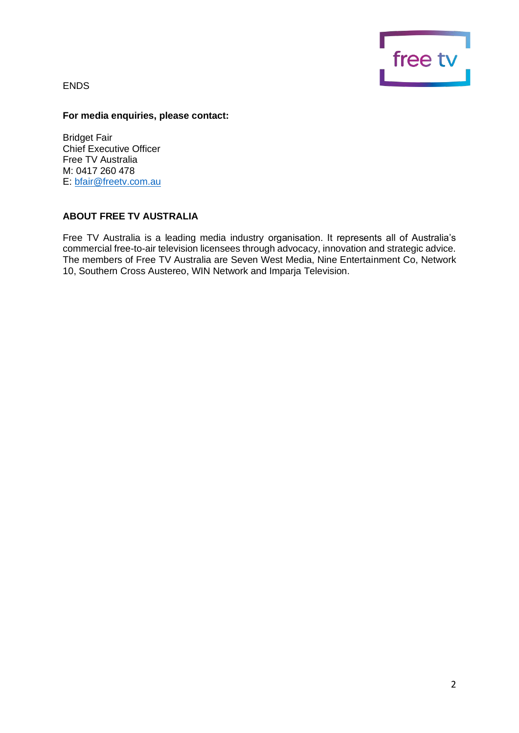ENDS

**For media enquiries, please contact:**

Bridget Fair
Chief Executive Officer
Free TV Australia
M: 0417 260 478
E: bfair@freetv.com.au

**ABOUT FREE TV AUSTRALIA**

Free TV Australia is a leading media industry organisation. It represents all of Australia's commercial free-to-air television licensees through advocacy, innovation and strategic advice. The members of Free TV Australia are Seven West Media, Nine Entertainment Co, Network 10, Southern Cross Austereo, WIN Network and Imparja Television.